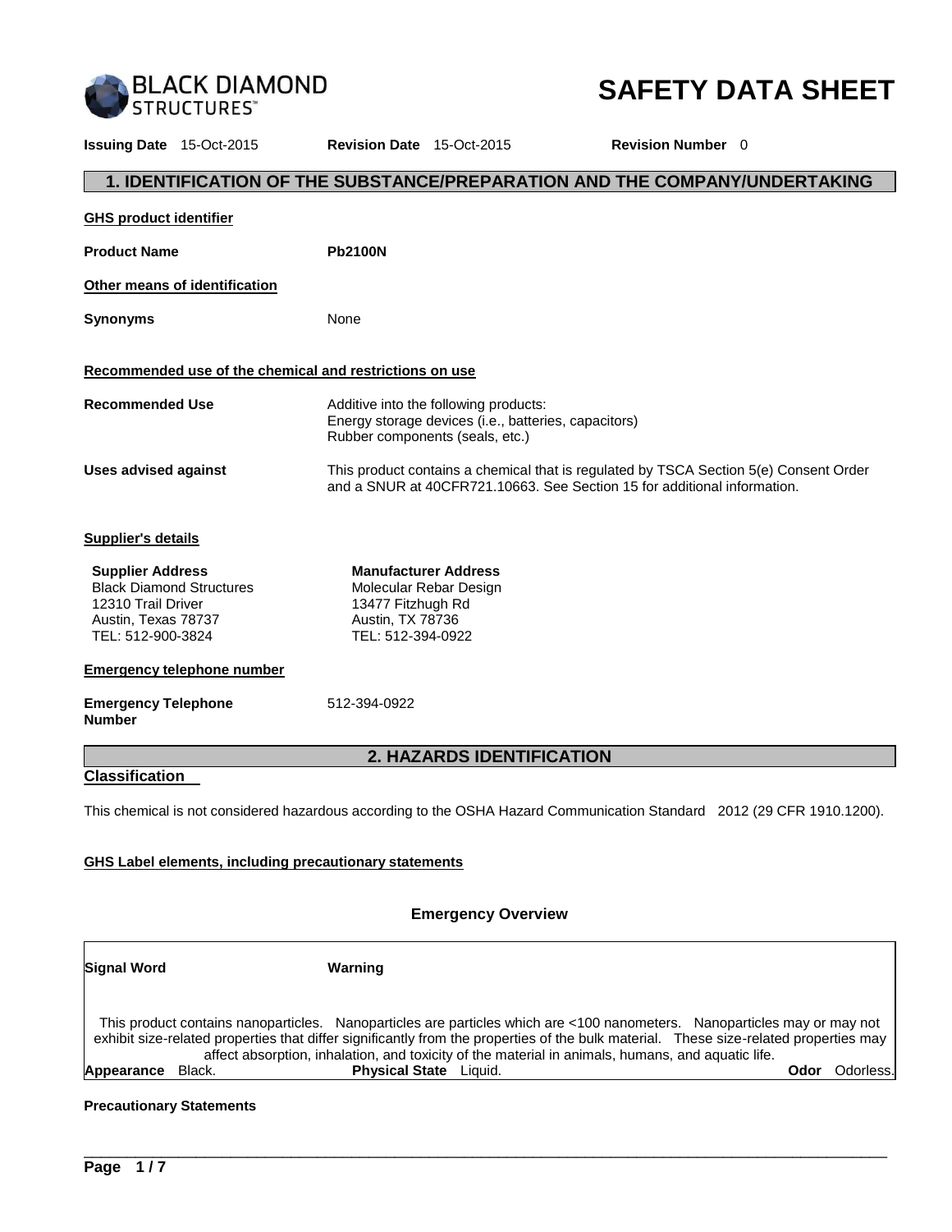BLACK DIAMOND STRUCTURES™

# SAFETY DATA SHEET

**Issuing Date** 15-Oct-2015 **Revision Date** 15-Oct-2015 **Revision Number** 0

## 1. IDENTIFICATION OF THE SUBSTANCE/PREPARATION AND THE COMPANY/UNDERTAKING

**GHS product identifier**

**Product Name** **Pb2100N**

**Other means of identification**

**Synonyms** None

**Recommended use of the chemical and restrictions on use**

**Recommended Use** Additive into the following products:
Energy storage devices (i.e., batteries, capacitors)
Rubber components (seals, etc.)

**Uses advised against** This product contains a chemical that is regulated by TSCA Section 5(e) Consent Order and a SNUR at 40CFR721.10663. See Section 15 for additional information.

**Supplier's details**

**Supplier Address**
Black Diamond Structures
12310 Trail Driver
Austin, Texas 78737
TEL: 512-900-3824

**Manufacturer Address**
Molecular Rebar Design
13477 Fitzhugh Rd
Austin, TX 78736
TEL: 512-394-0922

**Emergency telephone number**

**Emergency Telephone Number** 512-394-0922

## 2. HAZARDS IDENTIFICATION

**Classification**

This chemical is not considered hazardous according to the OSHA Hazard Communication Standard 2012 (29 CFR 1910.1200).

**GHS Label elements, including precautionary statements**

### Emergency Overview

**Signal Word** **Warning**

This product contains nanoparticles. Nanoparticles are particles which are <100 nanometers. Nanoparticles may or may not exhibit size-related properties that differ significantly from the properties of the bulk material. These size-related properties may affect absorption, inhalation, and toxicity of the material in animals, humans, and aquatic life.

**Appearance** Black. **Physical State** Liquid. **Odor** Odorless.

**Precautionary Statements**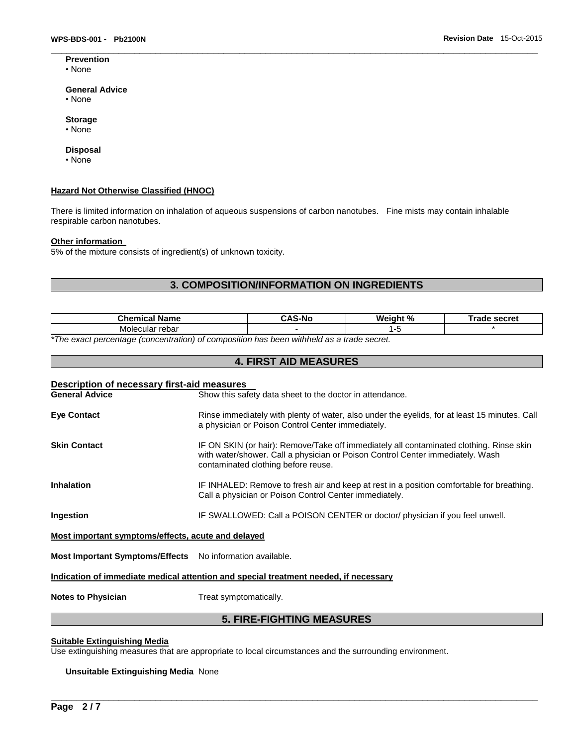**Prevention**
- None

**General Advice**
- None

**Storage**
- None

**Disposal**
- None

**Hazard Not Otherwise Classified (HNOC)**

There is limited information on inhalation of aqueous suspensions of carbon nanotubes. Fine mists may contain inhalable respirable carbon nanotubes.

**Other information**

5% of the mixture consists of ingredient(s) of unknown toxicity.

## 3. COMPOSITION/INFORMATION ON INGREDIENTS

| Chemical Name | CAS-No | Weight % | Trade secret |
|---|---|---|---|
| Molecular rebar | - | 1-5 | * |

*\*The exact percentage (concentration) of composition has been withheld as a trade secret.*

## 4. FIRST AID MEASURES

**Description of necessary first-aid measures**

**General Advice** Show this safety data sheet to the doctor in attendance.

**Eye Contact** Rinse immediately with plenty of water, also under the eyelids, for at least 15 minutes. Call a physician or Poison Control Center immediately.

**Skin Contact** IF ON SKIN (or hair): Remove/Take off immediately all contaminated clothing. Rinse skin with water/shower. Call a physician or Poison Control Center immediately. Wash contaminated clothing before reuse.

**Inhalation** IF INHALED: Remove to fresh air and keep at rest in a position comfortable for breathing. Call a physician or Poison Control Center immediately.

**Ingestion** IF SWALLOWED: Call a POISON CENTER or doctor/ physician if you feel unwell.

**Most important symptoms/effects, acute and delayed**

**Most Important Symptoms/Effects** No information available.

**Indication of immediate medical attention and special treatment needed, if necessary**

**Notes to Physician** Treat symptomatically.

## 5. FIRE-FIGHTING MEASURES

**Suitable Extinguishing Media**

Use extinguishing measures that are appropriate to local circumstances and the surrounding environment.

**Unsuitable Extinguishing Media** None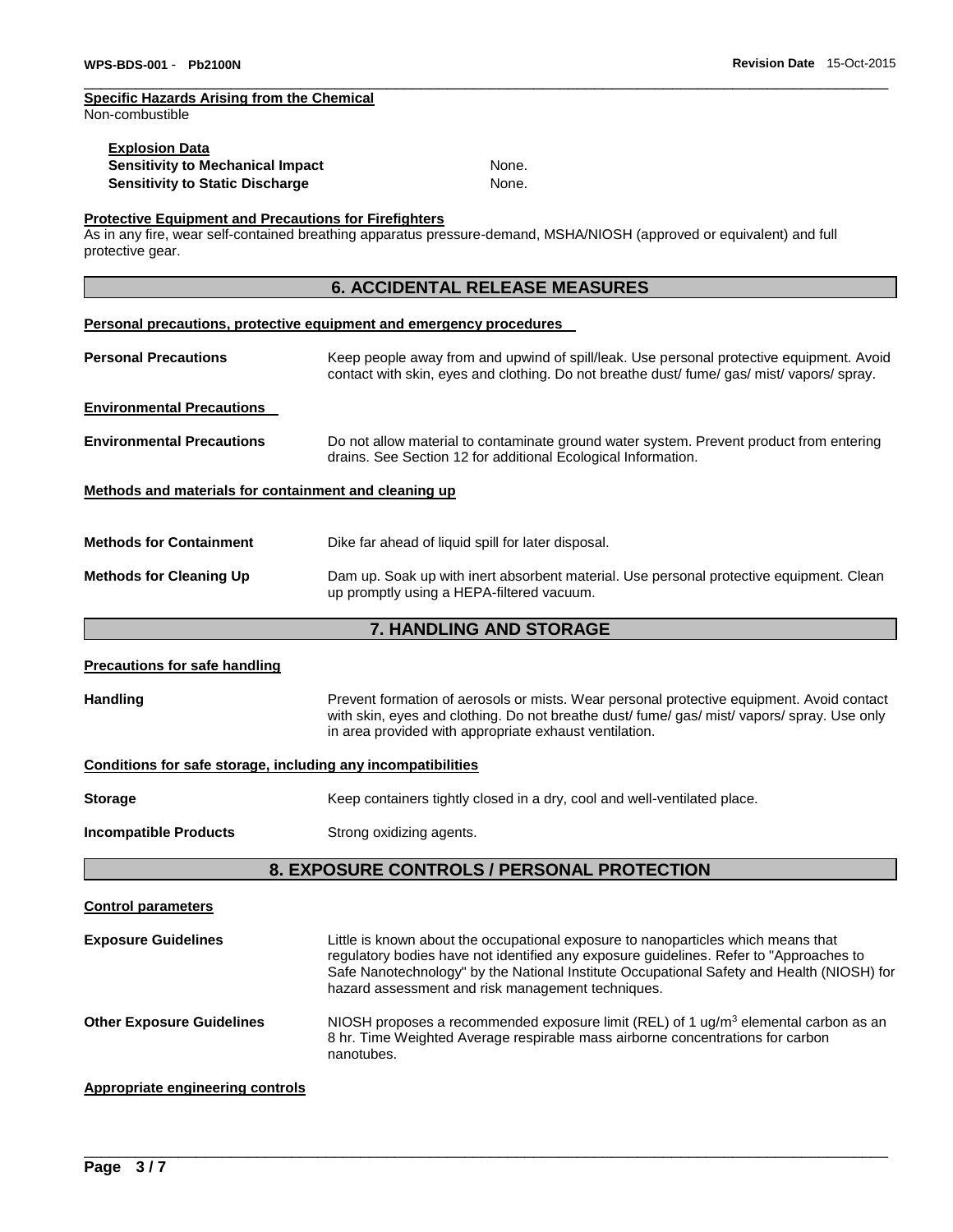**Specific Hazards Arising from the Chemical**

Non-combustible

**Explosion Data**

| | |
|---|---|
| **Sensitivity to Mechanical Impact** | None. |
| **Sensitivity to Static Discharge** | None. |

**Protective Equipment and Precautions for Firefighters**

As in any fire, wear self-contained breathing apparatus pressure-demand, MSHA/NIOSH (approved or equivalent) and full protective gear.

## 6. ACCIDENTAL RELEASE MEASURES

**Personal precautions, protective equipment and emergency procedures**

**Personal Precautions** — Keep people away from and upwind of spill/leak. Use personal protective equipment. Avoid contact with skin, eyes and clothing. Do not breathe dust/ fume/ gas/ mist/ vapors/ spray.

**Environmental Precautions**

**Environmental Precautions** — Do not allow material to contaminate ground water system. Prevent product from entering drains. See Section 12 for additional Ecological Information.

**Methods and materials for containment and cleaning up**

**Methods for Containment** — Dike far ahead of liquid spill for later disposal.

**Methods for Cleaning Up** — Dam up. Soak up with inert absorbent material. Use personal protective equipment. Clean up promptly using a HEPA-filtered vacuum.

## 7. HANDLING AND STORAGE

**Precautions for safe handling**

**Handling** — Prevent formation of aerosols or mists. Wear personal protective equipment. Avoid contact with skin, eyes and clothing. Do not breathe dust/ fume/ gas/ mist/ vapors/ spray. Use only in area provided with appropriate exhaust ventilation.

**Conditions for safe storage, including any incompatibilities**

**Storage** — Keep containers tightly closed in a dry, cool and well-ventilated place.

**Incompatible Products** — Strong oxidizing agents.

## 8. EXPOSURE CONTROLS / PERSONAL PROTECTION

**Control parameters**

**Exposure Guidelines** — Little is known about the occupational exposure to nanoparticles which means that regulatory bodies have not identified any exposure guidelines. Refer to "Approaches to Safe Nanotechnology" by the National Institute Occupational Safety and Health (NIOSH) for hazard assessment and risk management techniques.

**Other Exposure Guidelines** — NIOSH proposes a recommended exposure limit (REL) of 1 ug/$m^3$ elemental carbon as an 8 hr. Time Weighted Average respirable mass airborne concentrations for carbon nanotubes.

**Appropriate engineering controls**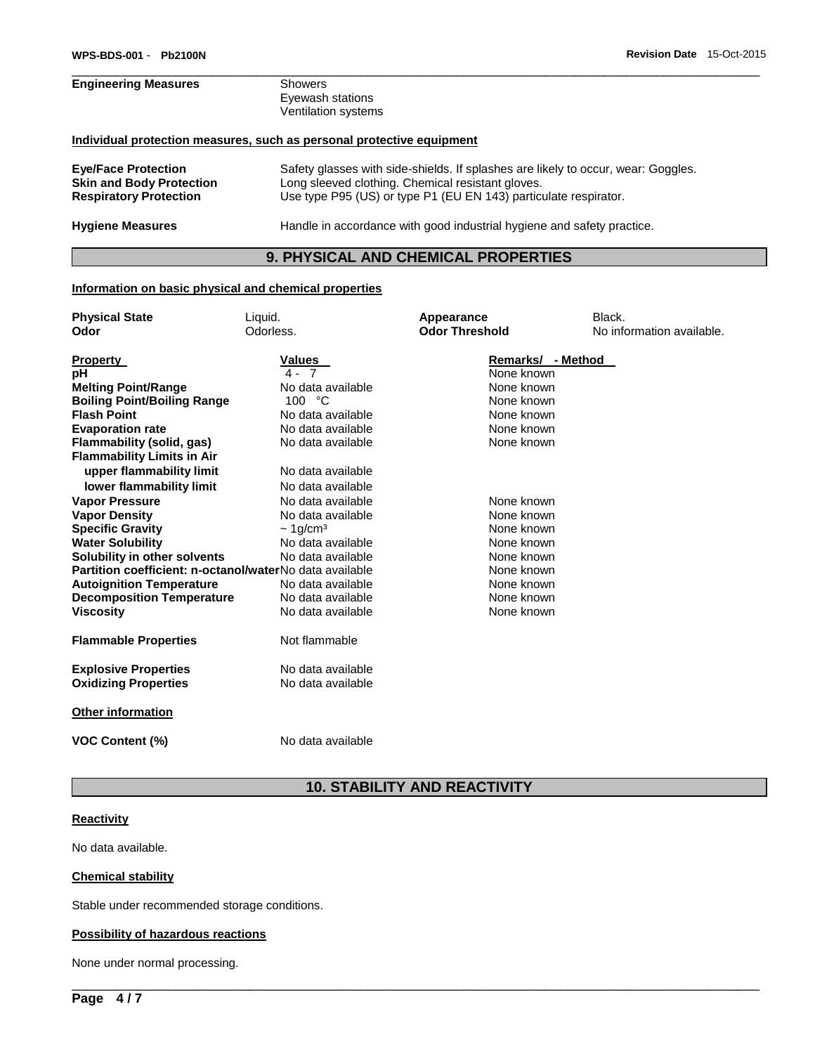**Engineering Measures** Showers
Eyewash stations
Ventilation systems

**Individual protection measures, such as personal protective equipment**

**Eye/Face Protection** Safety glasses with side-shields. If splashes are likely to occur, wear: Goggles.
**Skin and Body Protection** Long sleeved clothing. Chemical resistant gloves.
**Respiratory Protection** Use type P95 (US) or type P1 (EU EN 143) particulate respirator.

**Hygiene Measures** Handle in accordance with good industrial hygiene and safety practice.

## 9. PHYSICAL AND CHEMICAL PROPERTIES

**Information on basic physical and chemical properties**

**Physical State** Liquid. **Appearance** Black.
**Odor** Odorless. **Odor Threshold** No information available.

| Property | Values | Remarks/ - Method |
|---|---|---|
| **pH** | 4 - 7 | None known |
| **Melting Point/Range** | No data available | None known |
| **Boiling Point/Boiling Range** | 100 °C | None known |
| **Flash Point** | No data available | None known |
| **Evaporation rate** | No data available | None known |
| **Flammability (solid, gas)** | No data available | None known |
| **Flammability Limits in Air** | | |
| **upper flammability limit** | No data available | |
| **lower flammability limit** | No data available | |
| **Vapor Pressure** | No data available | None known |
| **Vapor Density** | No data available | None known |
| **Specific Gravity** | ~ 1g/cm³ | None known |
| **Water Solubility** | No data available | None known |
| **Solubility in other solvents** | No data available | None known |
| **Partition coefficient: n-octanol/water** | No data available | None known |
| **Autoignition Temperature** | No data available | None known |
| **Decomposition Temperature** | No data available | None known |
| **Viscosity** | No data available | None known |

**Flammable Properties** Not flammable

**Explosive Properties** No data available
**Oxidizing Properties** No data available

**Other information**

**VOC Content (%)** No data available

## 10. STABILITY AND REACTIVITY

**Reactivity**

No data available.

**Chemical stability**

Stable under recommended storage conditions.

**Possibility of hazardous reactions**

None under normal processing.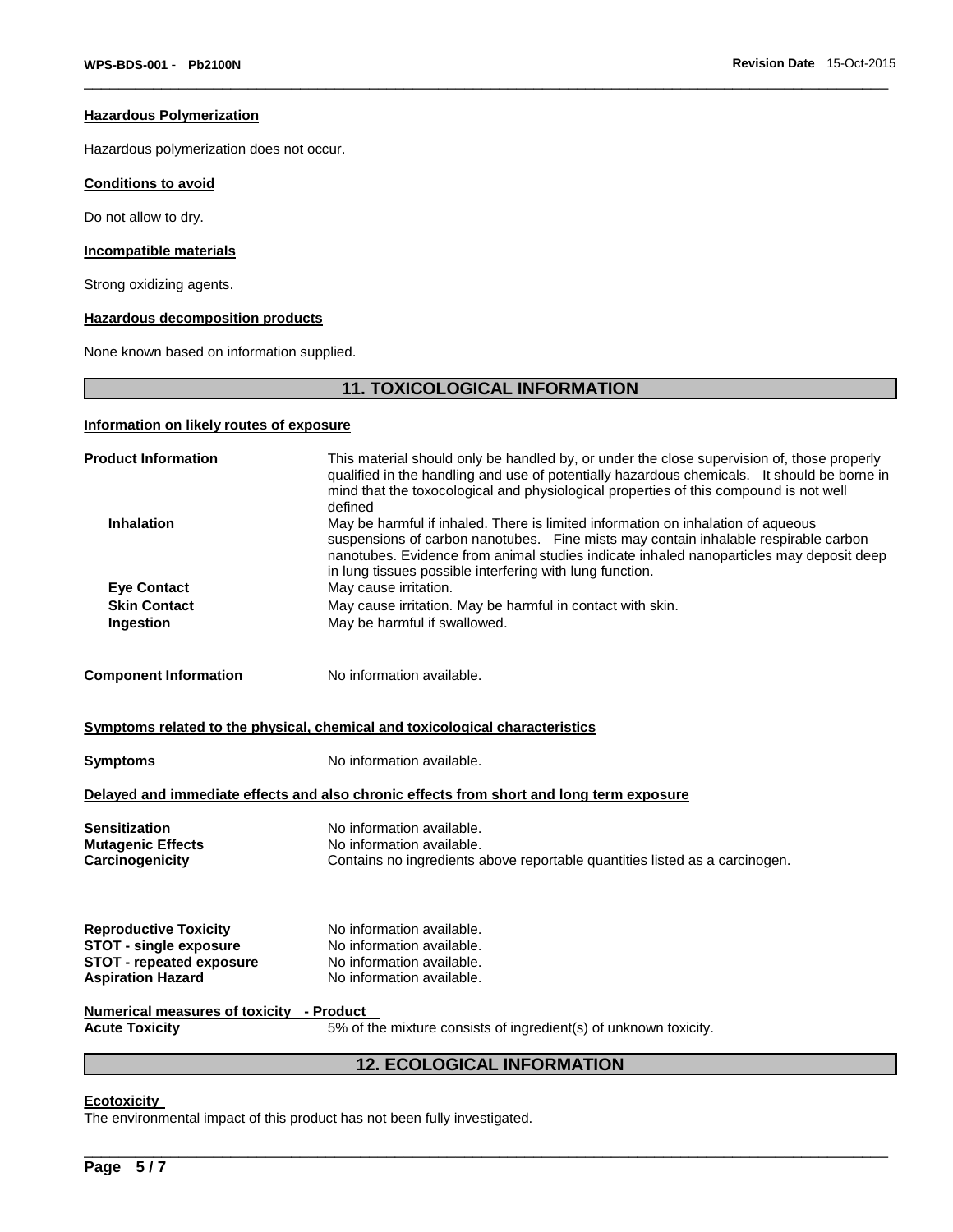#### Hazardous Polymerization

Hazardous polymerization does not occur.

#### Conditions to avoid

Do not allow to dry.

#### Incompatible materials

Strong oxidizing agents.

#### Hazardous decomposition products

None known based on information supplied.

## 11. TOXICOLOGICAL INFORMATION

#### Information on likely routes of exposure

**Product Information** — This material should only be handled by, or under the close supervision of, those properly qualified in the handling and use of potentially hazardous chemicals. It should be borne in mind that the toxocological and physiological properties of this compound is not well defined

**Inhalation** — May be harmful if inhaled. There is limited information on inhalation of aqueous suspensions of carbon nanotubes. Fine mists may contain inhalable respirable carbon nanotubes. Evidence from animal studies indicate inhaled nanoparticles may deposit deep in lung tissues possible interfering with lung function.

**Eye Contact** — May cause irritation.

**Skin Contact** — May cause irritation. May be harmful in contact with skin.

**Ingestion** — May be harmful if swallowed.

**Component Information** — No information available.

#### Symptoms related to the physical, chemical and toxicological characteristics

**Symptoms** — No information available.

#### Delayed and immediate effects and also chronic effects from short and long term exposure

**Sensitization** — No information available.

**Mutagenic Effects** — No information available.

**Carcinogenicity** — Contains no ingredients above reportable quantities listed as a carcinogen.

**Reproductive Toxicity** — No information available.

**STOT - single exposure** — No information available.

**STOT - repeated exposure** — No information available.

**Aspiration Hazard** — No information available.

#### Numerical measures of toxicity - Product

**Acute Toxicity** — 5% of the mixture consists of ingredient(s) of unknown toxicity.

## 12. ECOLOGICAL INFORMATION

#### Ecotoxicity

The environmental impact of this product has not been fully investigated.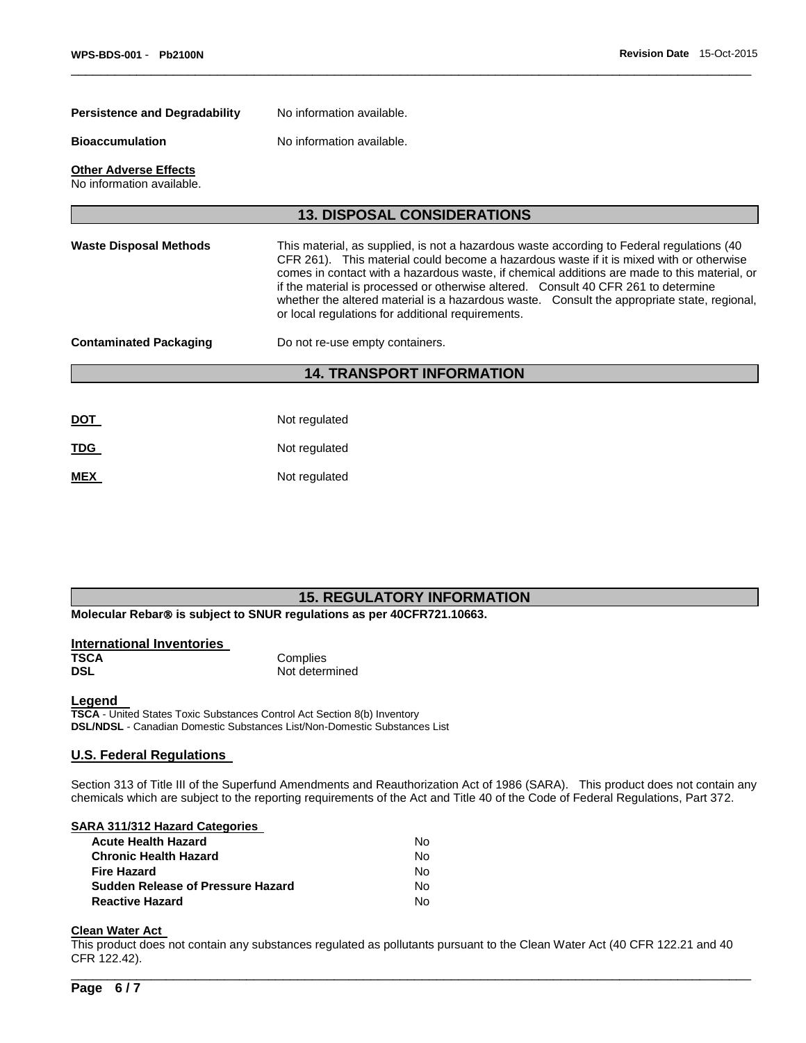**Persistence and Degradability** No information available.

**Bioaccumulation** No information available.

**Other Adverse Effects**
No information available.

## 13. DISPOSAL CONSIDERATIONS

**Waste Disposal Methods** This material, as supplied, is not a hazardous waste according to Federal regulations (40 CFR 261). This material could become a hazardous waste if it is mixed with or otherwise comes in contact with a hazardous waste, if chemical additions are made to this material, or if the material is processed or otherwise altered. Consult 40 CFR 261 to determine whether the altered material is a hazardous waste. Consult the appropriate state, regional, or local regulations for additional requirements.

**Contaminated Packaging** Do not re-use empty containers.

## 14. TRANSPORT INFORMATION

**DOT** Not regulated

**TDG** Not regulated

**MEX** Not regulated

## 15. REGULATORY INFORMATION

**Molecular Rebar® is subject to SNUR regulations as per 40CFR721.10663.**

### International Inventories

| | |
|---|---|
| **TSCA** | Complies |
| **DSL** | Not determined |

### Legend

**TSCA** - United States Toxic Substances Control Act Section 8(b) Inventory
**DSL/NDSL** - Canadian Domestic Substances List/Non-Domestic Substances List

### U.S. Federal Regulations

Section 313 of Title III of the Superfund Amendments and Reauthorization Act of 1986 (SARA). This product does not contain any chemicals which are subject to the reporting requirements of the Act and Title 40 of the Code of Federal Regulations, Part 372.

**SARA 311/312 Hazard Categories**

| | |
|---|---|
| **Acute Health Hazard** | No |
| **Chronic Health Hazard** | No |
| **Fire Hazard** | No |
| **Sudden Release of Pressure Hazard** | No |
| **Reactive Hazard** | No |

**Clean Water Act**
This product does not contain any substances regulated as pollutants pursuant to the Clean Water Act (40 CFR 122.21 and 40 CFR 122.42).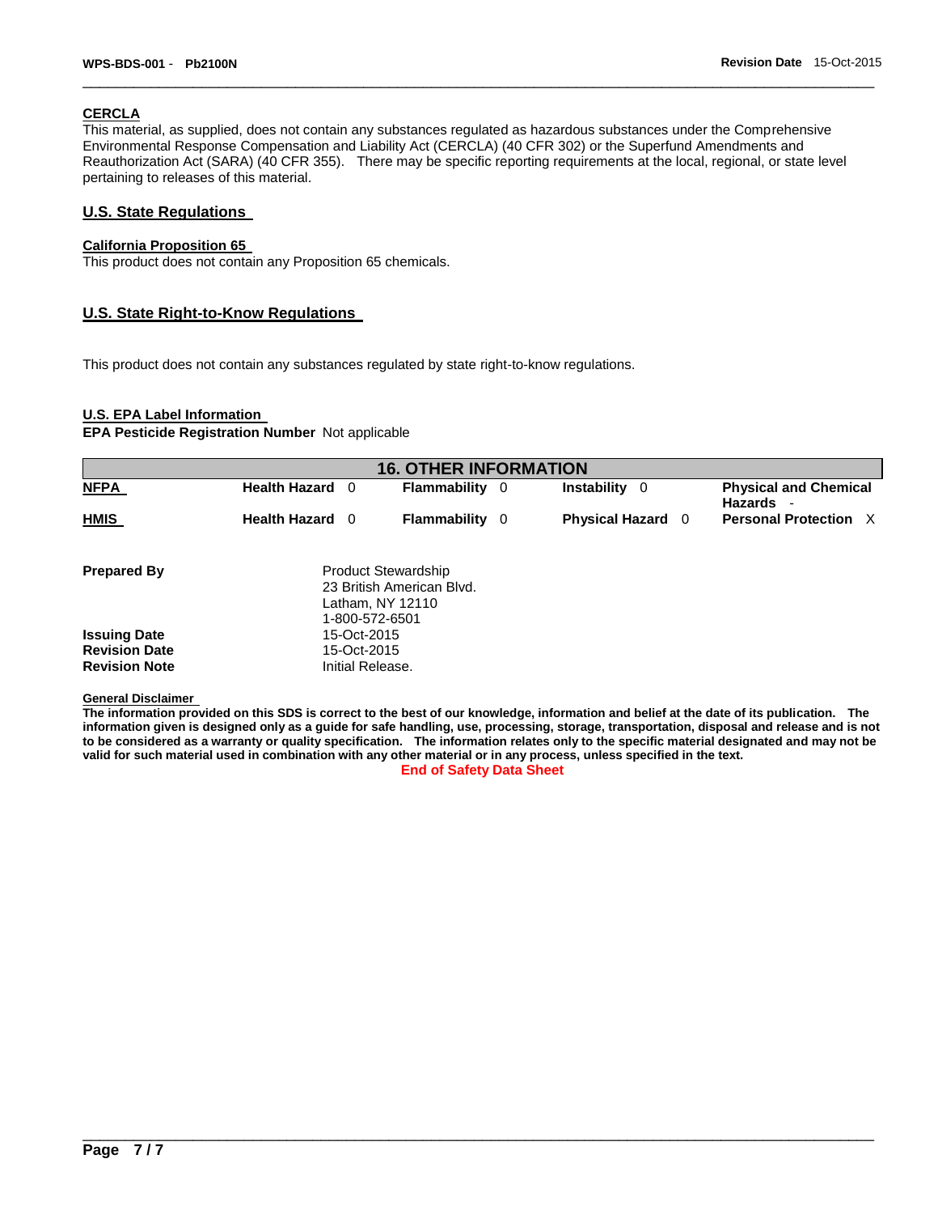**CERCLA**

This material, as supplied, does not contain any substances regulated as hazardous substances under the Comprehensive Environmental Response Compensation and Liability Act (CERCLA) (40 CFR 302) or the Superfund Amendments and Reauthorization Act (SARA) (40 CFR 355). There may be specific reporting requirements at the local, regional, or state level pertaining to releases of this material.

### U.S. State Regulations

**California Proposition 65**

This product does not contain any Proposition 65 chemicals.

### U.S. State Right-to-Know Regulations

This product does not contain any substances regulated by state right-to-know regulations.

**U.S. EPA Label Information**

**EPA Pesticide Registration Number** Not applicable

## 16. OTHER INFORMATION

| | | | | |
|---|---|---|---|---|
| **NFPA** | **Health Hazard** 0 | **Flammability** 0 | **Instability** 0 | **Physical and Chemical Hazards** - |
| **HMIS** | **Health Hazard** 0 | **Flammability** 0 | **Physical Hazard** 0 | **Personal Protection** X |

**Prepared By**
Product Stewardship
23 British American Blvd.
Latham, NY 12110
1-800-572-6501

**Issuing Date** 15-Oct-2015
**Revision Date** 15-Oct-2015
**Revision Note** Initial Release.

**General Disclaimer**

**The information provided on this SDS is correct to the best of our knowledge, information and belief at the date of its publication. The information given is designed only as a guide for safe handling, use, processing, storage, transportation, disposal and release and is not to be considered as a warranty or quality specification. The information relates only to the specific material designated and may not be valid for such material used in combination with any other material or in any process, unless specified in the text.**

**End of Safety Data Sheet**